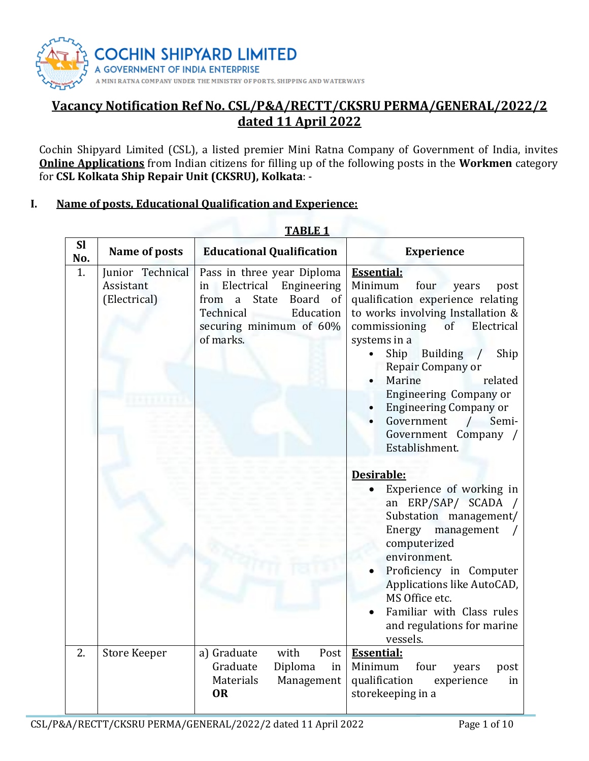COCHIN SHIPYARD LIMITED
A GOVERNMENT OF INDIA ENTERPRISE
A MINI RATNA COMPANY UNDER THE MINISTRY OF PORTS, SHIPPING AND WATERWAYS

# Vacancy Notification Ref No. CSL/P&A/RECTT/CKSRU PERMA/GENERAL/2022/2 dated 11 April 2022

Cochin Shipyard Limited (CSL), a listed premier Mini Ratna Company of Government of India, invites **Online Applications** from Indian citizens for filling up of the following posts in the **Workmen** category for **CSL Kolkata Ship Repair Unit (CKSRU), Kolkata**: -

## I. Name of posts, Educational Qualification and Experience:

**TABLE 1**

| Sl No. | Name of posts | Educational Qualification | Experience |
|---|---|---|---|
| 1. | Junior Technical Assistant (Electrical) | Pass in three year Diploma in Electrical Engineering from a State Board of Technical Education securing minimum of 60% of marks. | **Essential:**<br>Minimum four years post qualification experience relating to works involving Installation & commissioning of Electrical systems in a<br>• Ship Building / Ship Repair Company or<br>• Marine related Engineering Company or<br>• Engineering Company or<br>• Government / Semi-Government Company / Establishment.<br><br>**Desirable:**<br>• Experience of working in an ERP/SAP/ SCADA / Substation management/ Energy management / computerized environment.<br>• Proficiency in Computer Applications like AutoCAD, MS Office etc.<br>• Familiar with Class rules and regulations for marine vessels. |
| 2. | Store Keeper | a) Graduate with Post Graduate Diploma in Materials Management **OR** | **Essential:**<br>Minimum four years post qualification experience in storekeeping in a |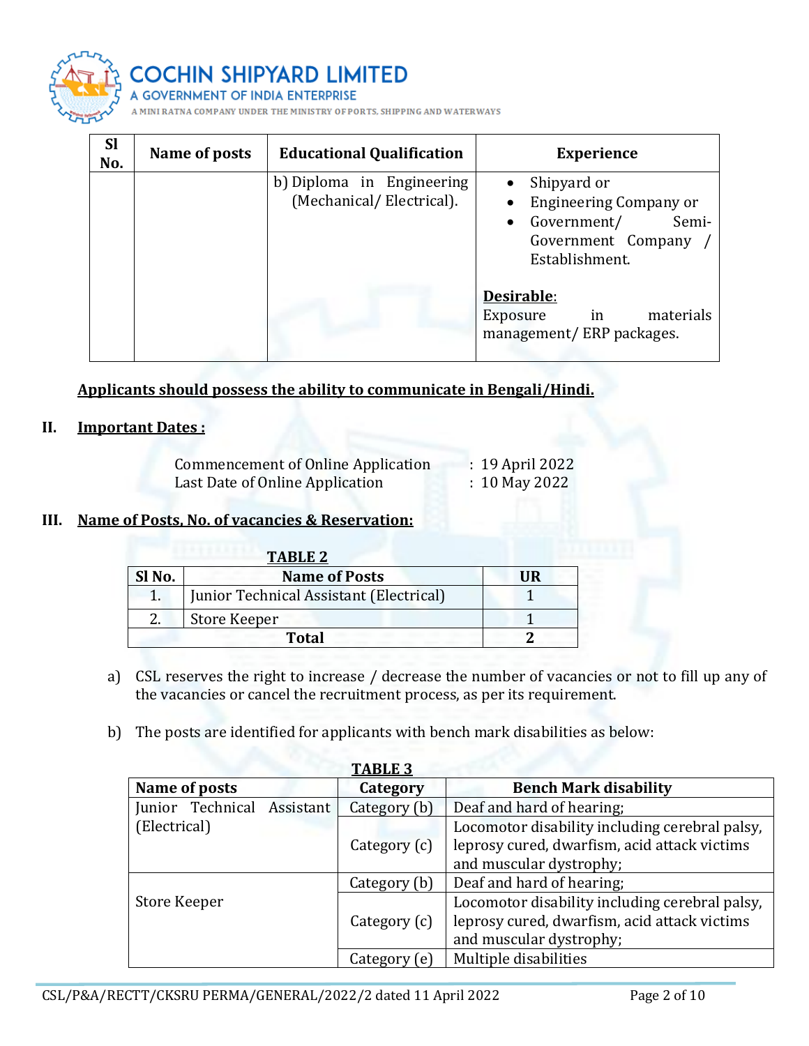| Sl No. | Name of posts | Educational Qualification | Experience |
|---|---|---|---|
| | | b) Diploma in Engineering (Mechanical/ Electrical). | • Shipyard or<br>• Engineering Company or<br>• Government/ Semi-Government Company / Establishment.<br><br>**Desirable**:<br>Exposure in materials management/ ERP packages. |

**Applicants should possess the ability to communicate in Bengali/Hindi.**

## II. Important Dates :

Commencement of Online Application : 19 April 2022
Last Date of Online Application : 10 May 2022

## III. Name of Posts, No. of vacancies & Reservation:

**TABLE 2**

| Sl No. | Name of Posts | UR |
|---|---|---|
| 1. | Junior Technical Assistant (Electrical) | 1 |
| 2. | Store Keeper | 1 |
| | **Total** | **2** |

a) CSL reserves the right to increase / decrease the number of vacancies or not to fill up any of the vacancies or cancel the recruitment process, as per its requirement.

b) The posts are identified for applicants with bench mark disabilities as below:

**TABLE 3**

| Name of posts | Category | Bench Mark disability |
|---|---|---|
| Junior Technical Assistant (Electrical) | Category (b) | Deaf and hard of hearing; |
| | Category (c) | Locomotor disability including cerebral palsy, leprosy cured, dwarfism, acid attack victims and muscular dystrophy; |
| Store Keeper | Category (b) | Deaf and hard of hearing; |
| | Category (c) | Locomotor disability including cerebral palsy, leprosy cured, dwarfism, acid attack victims and muscular dystrophy; |
| | Category (e) | Multiple disabilities |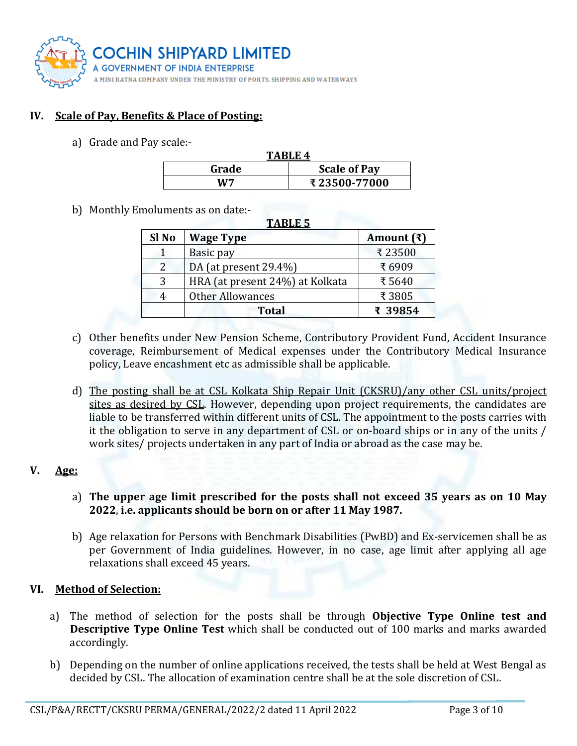## IV. Scale of Pay, Benefits & Place of Posting:

a) Grade and Pay scale:-

**TABLE 4**

| Grade | Scale of Pay |
|---|---|
| W7 | ₹ 23500-77000 |

b) Monthly Emoluments as on date:-

**TABLE 5**

| Sl No | Wage Type | Amount (₹) |
|---|---|---|
| 1 | Basic pay | ₹ 23500 |
| 2 | DA (at present 29.4%) | ₹ 6909 |
| 3 | HRA (at present 24%) at Kolkata | ₹ 5640 |
| 4 | Other Allowances | ₹ 3805 |
| | **Total** | **₹ 39854** |

c) Other benefits under New Pension Scheme, Contributory Provident Fund, Accident Insurance coverage, Reimbursement of Medical expenses under the Contributory Medical Insurance policy, Leave encashment etc as admissible shall be applicable.

d) <u>The posting shall be at CSL Kolkata Ship Repair Unit (CKSRU)/any other CSL units/project sites as desired by CSL</u>. However, depending upon project requirements, the candidates are liable to be transferred within different units of CSL. The appointment to the posts carries with it the obligation to serve in any department of CSL or on-board ships or in any of the units / work sites/ projects undertaken in any part of India or abroad as the case may be.

## V. Age:

a) **The upper age limit prescribed for the posts shall not exceed 35 years as on 10 May 2022, i.e. applicants should be born on or after 11 May 1987.**

b) Age relaxation for Persons with Benchmark Disabilities (PwBD) and Ex-servicemen shall be as per Government of India guidelines. However, in no case, age limit after applying all age relaxations shall exceed 45 years.

## VI. Method of Selection:

a) The method of selection for the posts shall be through **Objective Type Online test and Descriptive Type Online Test** which shall be conducted out of 100 marks and marks awarded accordingly.

b) Depending on the number of online applications received, the tests shall be held at West Bengal as decided by CSL. The allocation of examination centre shall be at the sole discretion of CSL.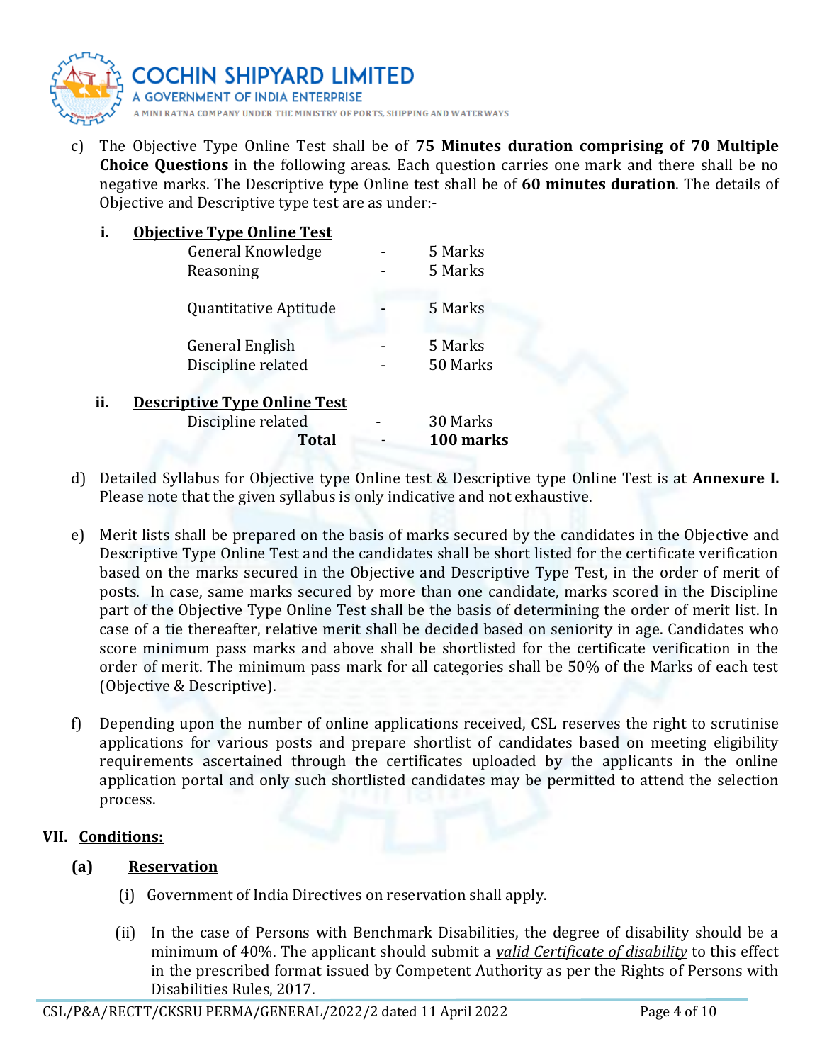c) The Objective Type Online Test shall be of **75 Minutes duration comprising of 70 Multiple Choice Questions** in the following areas. Each question carries one mark and there shall be no negative marks. The Descriptive type Online test shall be of **60 minutes duration**. The details of Objective and Descriptive type test are as under:-

**i. <u>Objective Type Online Test</u>**

| | | |
|---|---|---|
| General Knowledge | - | 5 Marks |
| Reasoning | - | 5 Marks |
| Quantitative Aptitude | - | 5 Marks |
| General English | - | 5 Marks |
| Discipline related | - | 50 Marks |

**ii. <u>Descriptive Type Online Test</u>**

| | | |
|---|---|---|
| Discipline related | - | 30 Marks |
| **Total** | **-** | **100 marks** |

d) Detailed Syllabus for Objective type Online test & Descriptive type Online Test is at **Annexure I.** Please note that the given syllabus is only indicative and not exhaustive.

e) Merit lists shall be prepared on the basis of marks secured by the candidates in the Objective and Descriptive Type Online Test and the candidates shall be short listed for the certificate verification based on the marks secured in the Objective and Descriptive Type Test, in the order of merit of posts. In case, same marks secured by more than one candidate, marks scored in the Discipline part of the Objective Type Online Test shall be the basis of determining the order of merit list. In case of a tie thereafter, relative merit shall be decided based on seniority in age. Candidates who score minimum pass marks and above shall be shortlisted for the certificate verification in the order of merit. The minimum pass mark for all categories shall be 50% of the Marks of each test (Objective & Descriptive).

f) Depending upon the number of online applications received, CSL reserves the right to scrutinise applications for various posts and prepare shortlist of candidates based on meeting eligibility requirements ascertained through the certificates uploaded by the applicants in the online application portal and only such shortlisted candidates may be permitted to attend the selection process.

## VII. <u>Conditions:</u>

### (a) <u>Reservation</u>

(i) Government of India Directives on reservation shall apply.

(ii) In the case of Persons with Benchmark Disabilities, the degree of disability should be a minimum of 40%. The applicant should submit a *<u>valid Certificate of disability</u>* to this effect in the prescribed format issued by Competent Authority as per the Rights of Persons with Disabilities Rules, 2017.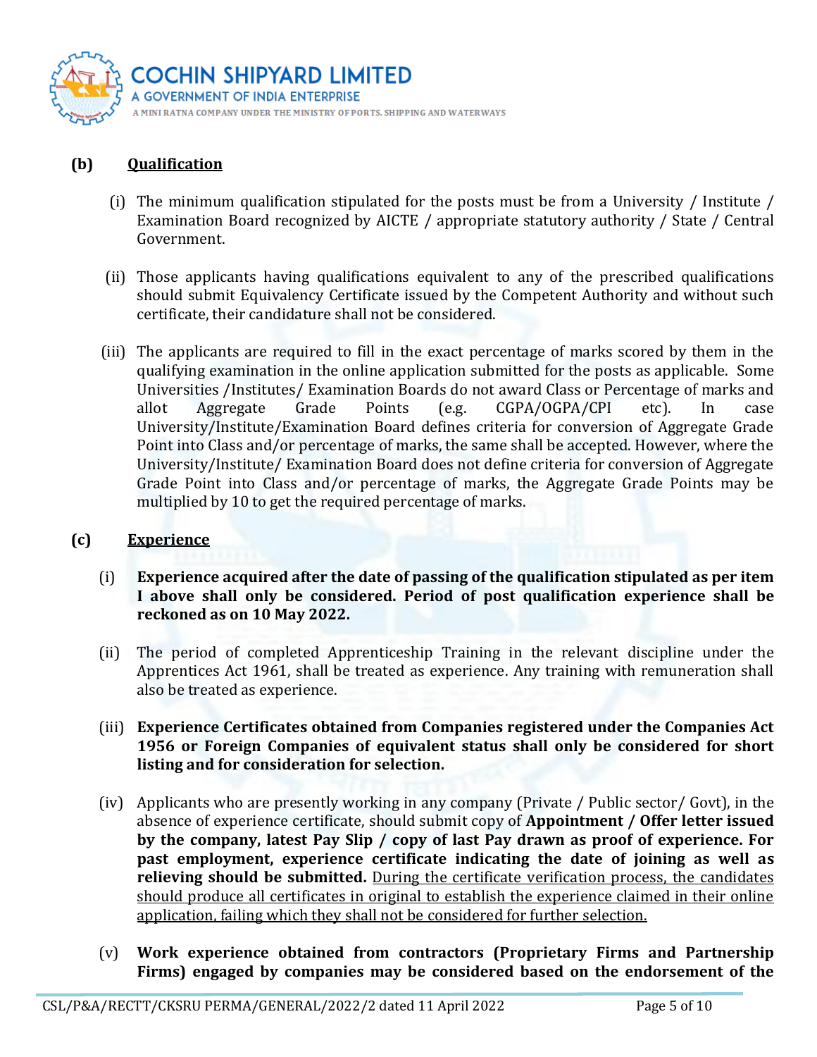**(b) Qualification**

(i) The minimum qualification stipulated for the posts must be from a University / Institute / Examination Board recognized by AICTE / appropriate statutory authority / State / Central Government.

(ii) Those applicants having qualifications equivalent to any of the prescribed qualifications should submit Equivalency Certificate issued by the Competent Authority and without such certificate, their candidature shall not be considered.

(iii) The applicants are required to fill in the exact percentage of marks scored by them in the qualifying examination in the online application submitted for the posts as applicable. Some Universities /Institutes/ Examination Boards do not award Class or Percentage of marks and allot Aggregate Grade Points (e.g. CGPA/OGPA/CPI etc). In case University/Institute/Examination Board defines criteria for conversion of Aggregate Grade Point into Class and/or percentage of marks, the same shall be accepted. However, where the University/Institute/ Examination Board does not define criteria for conversion of Aggregate Grade Point into Class and/or percentage of marks, the Aggregate Grade Points may be multiplied by 10 to get the required percentage of marks.

**(c) Experience**

(i) **Experience acquired after the date of passing of the qualification stipulated as per item I above shall only be considered. Period of post qualification experience shall be reckoned as on 10 May 2022.**

(ii) The period of completed Apprenticeship Training in the relevant discipline under the Apprentices Act 1961, shall be treated as experience. Any training with remuneration shall also be treated as experience.

(iii) **Experience Certificates obtained from Companies registered under the Companies Act 1956 or Foreign Companies of equivalent status shall only be considered for short listing and for consideration for selection.**

(iv) Applicants who are presently working in any company (Private / Public sector/ Govt), in the absence of experience certificate, should submit copy of **Appointment / Offer letter issued by the company, latest Pay Slip / copy of last Pay drawn as proof of experience. For past employment, experience certificate indicating the date of joining as well as relieving should be submitted.** <u>During the certificate verification process, the candidates should produce all certificates in original to establish the experience claimed in their online application, failing which they shall not be considered for further selection.</u>

(v) **Work experience obtained from contractors (Proprietary Firms and Partnership Firms) engaged by companies may be considered based on the endorsement of the**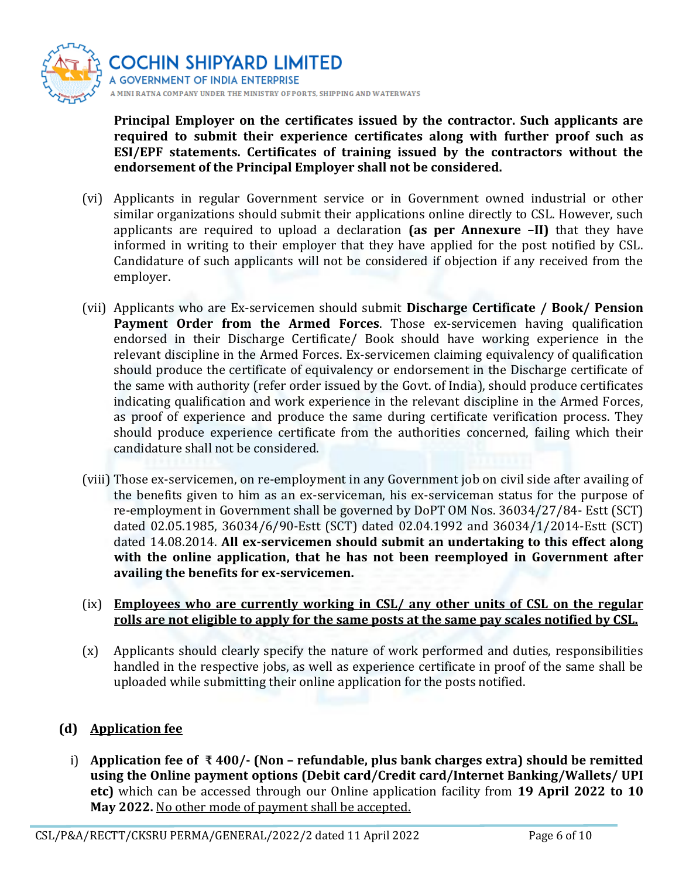**Principal Employer on the certificates issued by the contractor. Such applicants are required to submit their experience certificates along with further proof such as ESI/EPF statements. Certificates of training issued by the contractors without the endorsement of the Principal Employer shall not be considered.**

(vi) Applicants in regular Government service or in Government owned industrial or other similar organizations should submit their applications online directly to CSL. However, such applicants are required to upload a declaration **(as per Annexure –II)** that they have informed in writing to their employer that they have applied for the post notified by CSL. Candidature of such applicants will not be considered if objection if any received from the employer.

(vii) Applicants who are Ex-servicemen should submit **Discharge Certificate / Book/ Pension Payment Order from the Armed Forces**. Those ex-servicemen having qualification endorsed in their Discharge Certificate/ Book should have working experience in the relevant discipline in the Armed Forces. Ex-servicemen claiming equivalency of qualification should produce the certificate of equivalency or endorsement in the Discharge certificate of the same with authority (refer order issued by the Govt. of India), should produce certificates indicating qualification and work experience in the relevant discipline in the Armed Forces, as proof of experience and produce the same during certificate verification process. They should produce experience certificate from the authorities concerned, failing which their candidature shall not be considered.

(viii) Those ex-servicemen, on re-employment in any Government job on civil side after availing of the benefits given to him as an ex-serviceman, his ex-serviceman status for the purpose of re-employment in Government shall be governed by DoPT OM Nos. 36034/27/84- Estt (SCT) dated 02.05.1985, 36034/6/90-Estt (SCT) dated 02.04.1992 and 36034/1/2014-Estt (SCT) dated 14.08.2014. **All ex-servicemen should submit an undertaking to this effect along with the online application, that he has not been reemployed in Government after availing the benefits for ex-servicemen.**

(ix) **Employees who are currently working in CSL/ any other units of CSL on the regular rolls are not eligible to apply for the same posts at the same pay scales notified by CSL.**

(x) Applicants should clearly specify the nature of work performed and duties, responsibilities handled in the respective jobs, as well as experience certificate in proof of the same shall be uploaded while submitting their online application for the posts notified.

**(d) Application fee**

i) **Application fee of ₹ 400/- (Non – refundable, plus bank charges extra) should be remitted using the Online payment options (Debit card/Credit card/Internet Banking/Wallets/ UPI etc)** which can be accessed through our Online application facility from **19 April 2022 to 10 May 2022.** No other mode of payment shall be accepted.

CSL/P&A/RECTT/CKSRU PERMA/GENERAL/2022/2 dated 11 April 2022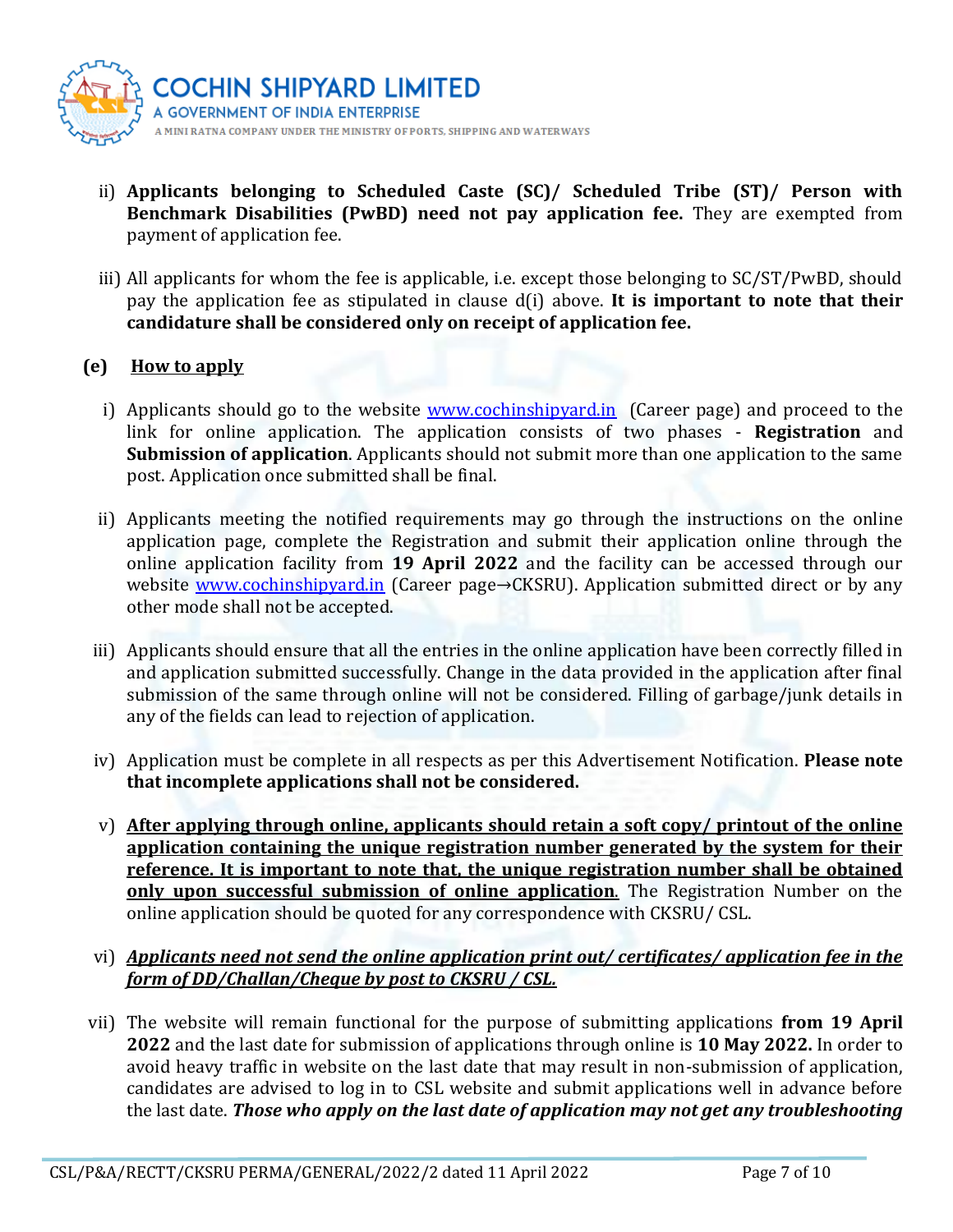ii) **Applicants belonging to Scheduled Caste (SC)/ Scheduled Tribe (ST)/ Person with Benchmark Disabilities (PwBD) need not pay application fee.** They are exempted from payment of application fee.

iii) All applicants for whom the fee is applicable, i.e. except those belonging to SC/ST/PwBD, should pay the application fee as stipulated in clause d(i) above. **It is important to note that their candidature shall be considered only on receipt of application fee.**

**(e) <u>How to apply</u>**

i) Applicants should go to the website [www.cochinshipyard.in](http://www.cochinshipyard.in) (Career page) and proceed to the link for online application. The application consists of two phases - **Registration** and **Submission of application**. Applicants should not submit more than one application to the same post. Application once submitted shall be final.

ii) Applicants meeting the notified requirements may go through the instructions on the online application page, complete the Registration and submit their application online through the online application facility from **19 April 2022** and the facility can be accessed through our website [www.cochinshipyard.in](http://www.cochinshipyard.in) (Career page→CKSRU). Application submitted direct or by any other mode shall not be accepted.

iii) Applicants should ensure that all the entries in the online application have been correctly filled in and application submitted successfully. Change in the data provided in the application after final submission of the same through online will not be considered. Filling of garbage/junk details in any of the fields can lead to rejection of application.

iv) Application must be complete in all respects as per this Advertisement Notification. **Please note that incomplete applications shall not be considered.**

v) **<u>After applying through online, applicants should retain a soft copy/ printout of the online application containing the unique registration number generated by the system for their reference. It is important to note that, the unique registration number shall be obtained only upon successful submission of online application</u>**. The Registration Number on the online application should be quoted for any correspondence with CKSRU/ CSL.

vi) ***<u>Applicants need not send the online application print out/ certificates/ application fee in the form of DD/Challan/Cheque by post to CKSRU / CSL.</u>***

vii) The website will remain functional for the purpose of submitting applications **from 19 April 2022** and the last date for submission of applications through online is **10 May 2022.** In order to avoid heavy traffic in website on the last date that may result in non-submission of application, candidates are advised to log in to CSL website and submit applications well in advance before the last date. ***Those who apply on the last date of application may not get any troubleshooting***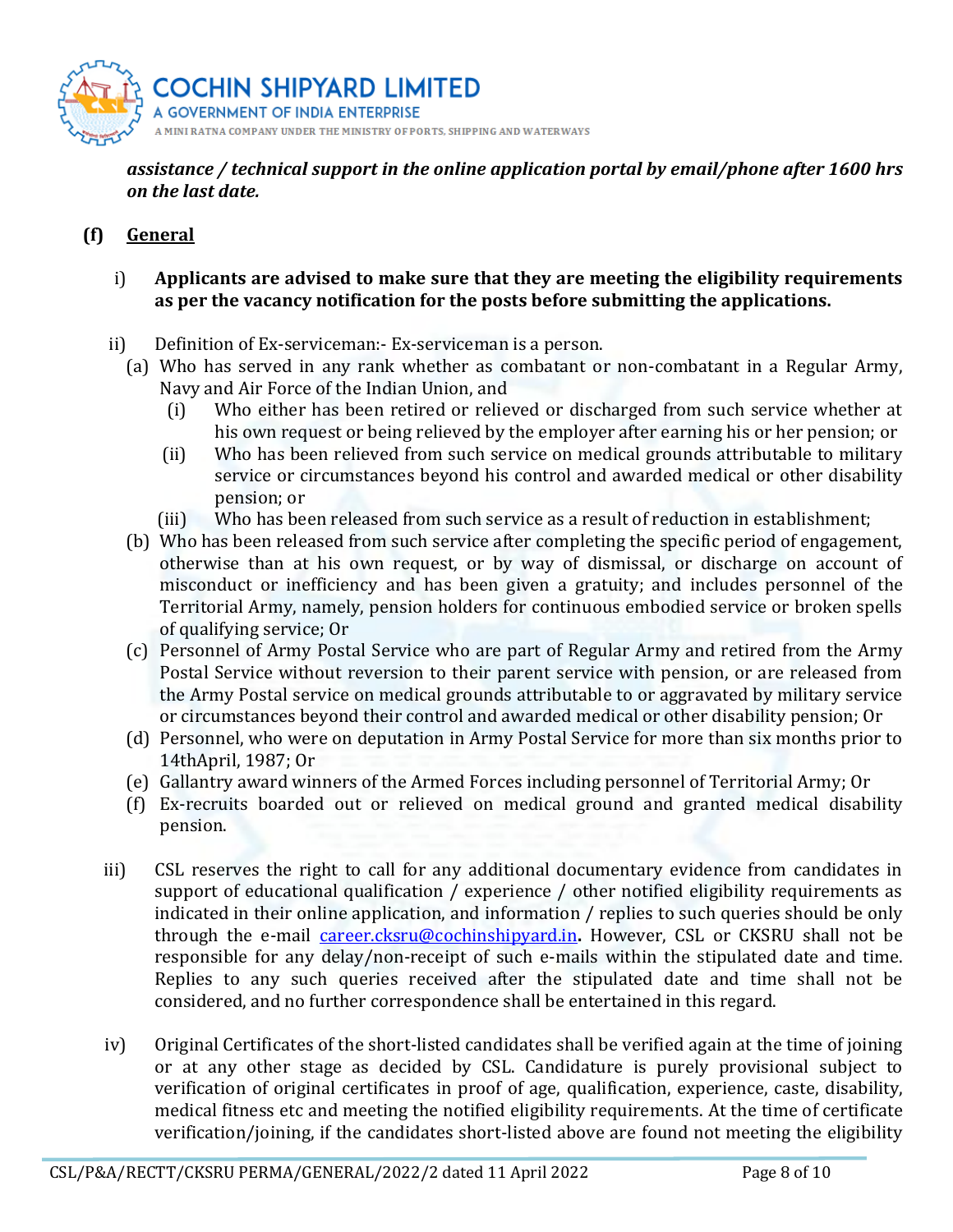***assistance / technical support in the online application portal by email/phone after 1600 hrs on the last date.***

**(f) <u>General</u>**

i) **Applicants are advised to make sure that they are meeting the eligibility requirements as per the vacancy notification for the posts before submitting the applications.**

ii) Definition of Ex-serviceman:- Ex-serviceman is a person.

(a) Who has served in any rank whether as combatant or non-combatant in a Regular Army, Navy and Air Force of the Indian Union, and

(i) Who either has been retired or relieved or discharged from such service whether at his own request or being relieved by the employer after earning his or her pension; or

(ii) Who has been relieved from such service on medical grounds attributable to military service or circumstances beyond his control and awarded medical or other disability pension; or

(iii) Who has been released from such service as a result of reduction in establishment;

(b) Who has been released from such service after completing the specific period of engagement, otherwise than at his own request, or by way of dismissal, or discharge on account of misconduct or inefficiency and has been given a gratuity; and includes personnel of the Territorial Army, namely, pension holders for continuous embodied service or broken spells of qualifying service; Or

(c) Personnel of Army Postal Service who are part of Regular Army and retired from the Army Postal Service without reversion to their parent service with pension, or are released from the Army Postal service on medical grounds attributable to or aggravated by military service or circumstances beyond their control and awarded medical or other disability pension; Or

(d) Personnel, who were on deputation in Army Postal Service for more than six months prior to 14thApril, 1987; Or

(e) Gallantry award winners of the Armed Forces including personnel of Territorial Army; Or

(f) Ex-recruits boarded out or relieved on medical ground and granted medical disability pension.

iii) CSL reserves the right to call for any additional documentary evidence from candidates in support of educational qualification / experience / other notified eligibility requirements as indicated in their online application, and information / replies to such queries should be only through the e-mail career.cksru@cochinshipyard.in**.** However, CSL or CKSRU shall not be responsible for any delay/non-receipt of such e-mails within the stipulated date and time. Replies to any such queries received after the stipulated date and time shall not be considered, and no further correspondence shall be entertained in this regard.

iv) Original Certificates of the short-listed candidates shall be verified again at the time of joining or at any other stage as decided by CSL. Candidature is purely provisional subject to verification of original certificates in proof of age, qualification, experience, caste, disability, medical fitness etc and meeting the notified eligibility requirements. At the time of certificate verification/joining, if the candidates short-listed above are found not meeting the eligibility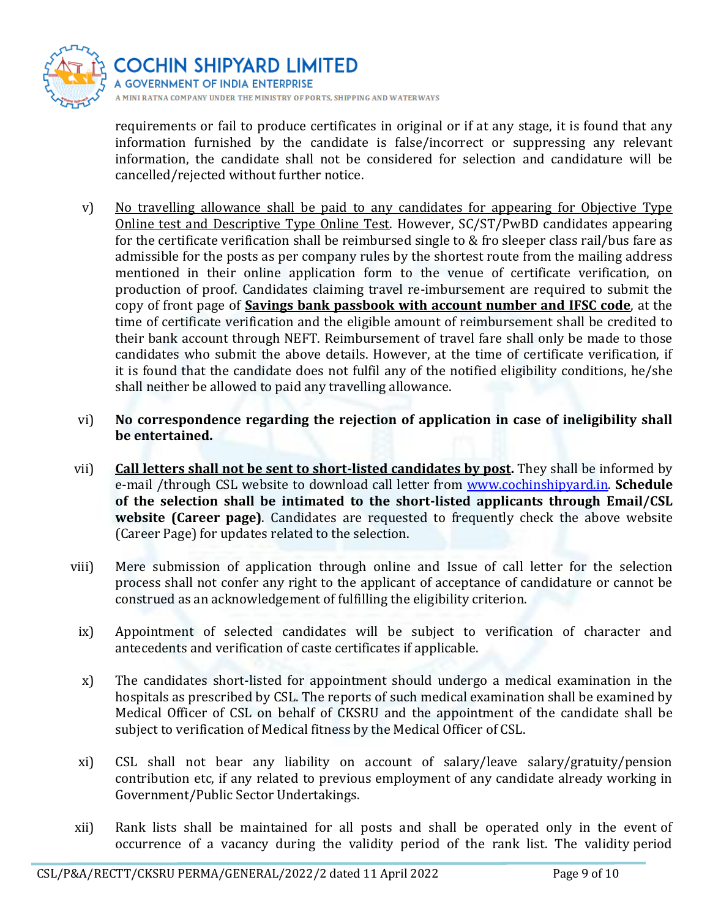requirements or fail to produce certificates in original or if at any stage, it is found that any information furnished by the candidate is false/incorrect or suppressing any relevant information, the candidate shall not be considered for selection and candidature will be cancelled/rejected without further notice.

v) No travelling allowance shall be paid to any candidates for appearing for Objective Type Online test and Descriptive Type Online Test. However, SC/ST/PwBD candidates appearing for the certificate verification shall be reimbursed single to & fro sleeper class rail/bus fare as admissible for the posts as per company rules by the shortest route from the mailing address mentioned in their online application form to the venue of certificate verification, on production of proof. Candidates claiming travel re-imbursement are required to submit the copy of front page of **Savings bank passbook with account number and IFSC code**, at the time of certificate verification and the eligible amount of reimbursement shall be credited to their bank account through NEFT. Reimbursement of travel fare shall only be made to those candidates who submit the above details. However, at the time of certificate verification, if it is found that the candidate does not fulfil any of the notified eligibility conditions, he/she shall neither be allowed to paid any travelling allowance.

vi) **No correspondence regarding the rejection of application in case of ineligibility shall be entertained.**

vii) **Call letters shall not be sent to short-listed candidates by post.** They shall be informed by e-mail /through CSL website to download call letter from www.cochinshipyard.in. **Schedule of the selection shall be intimated to the short-listed applicants through Email/CSL website (Career page)**. Candidates are requested to frequently check the above website (Career Page) for updates related to the selection.

viii) Mere submission of application through online and Issue of call letter for the selection process shall not confer any right to the applicant of acceptance of candidature or cannot be construed as an acknowledgement of fulfilling the eligibility criterion.

ix) Appointment of selected candidates will be subject to verification of character and antecedents and verification of caste certificates if applicable.

x) The candidates short-listed for appointment should undergo a medical examination in the hospitals as prescribed by CSL. The reports of such medical examination shall be examined by Medical Officer of CSL on behalf of CKSRU and the appointment of the candidate shall be subject to verification of Medical fitness by the Medical Officer of CSL.

xi) CSL shall not bear any liability on account of salary/leave salary/gratuity/pension contribution etc, if any related to previous employment of any candidate already working in Government/Public Sector Undertakings.

xii) Rank lists shall be maintained for all posts and shall be operated only in the event of occurrence of a vacancy during the validity period of the rank list. The validity period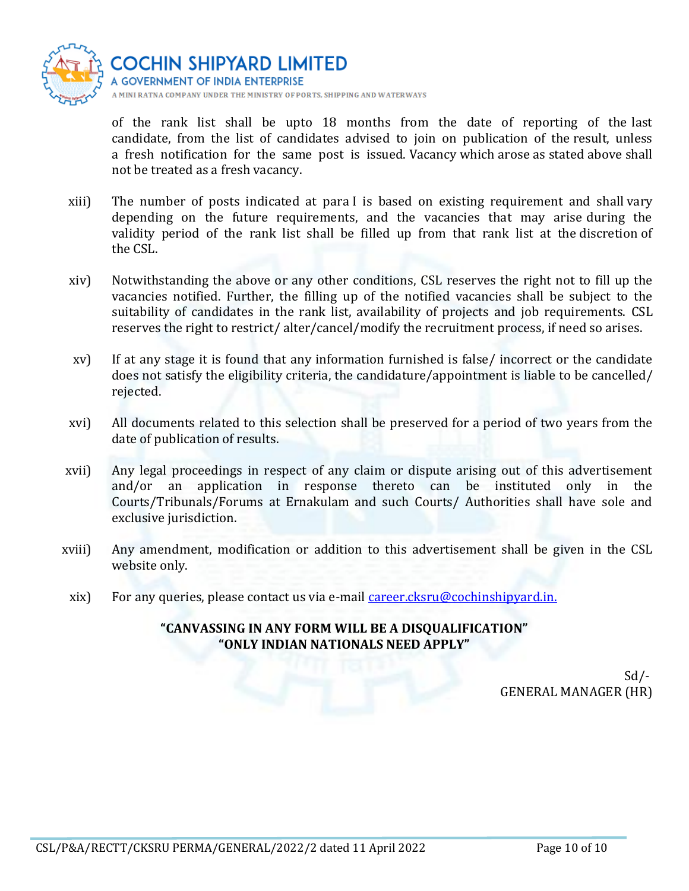of the rank list shall be upto 18 months from the date of reporting of the last candidate, from the list of candidates advised to join on publication of the result, unless a fresh notification for the same post is issued. Vacancy which arose as stated above shall not be treated as a fresh vacancy.

xiii) The number of posts indicated at para I is based on existing requirement and shall vary depending on the future requirements, and the vacancies that may arise during the validity period of the rank list shall be filled up from that rank list at the discretion of the CSL.

xiv) Notwithstanding the above or any other conditions, CSL reserves the right not to fill up the vacancies notified. Further, the filling up of the notified vacancies shall be subject to the suitability of candidates in the rank list, availability of projects and job requirements. CSL reserves the right to restrict/ alter/cancel/modify the recruitment process, if need so arises.

xv) If at any stage it is found that any information furnished is false/ incorrect or the candidate does not satisfy the eligibility criteria, the candidature/appointment is liable to be cancelled/ rejected.

xvi) All documents related to this selection shall be preserved for a period of two years from the date of publication of results.

xvii) Any legal proceedings in respect of any claim or dispute arising out of this advertisement and/or an application in response thereto can be instituted only in the Courts/Tribunals/Forums at Ernakulam and such Courts/ Authorities shall have sole and exclusive jurisdiction.

xviii) Any amendment, modification or addition to this advertisement shall be given in the CSL website only.

xix) For any queries, please contact us via e-mail career.cksru@cochinshipyard.in.

**"CANVASSING IN ANY FORM WILL BE A DISQUALIFICATION"**
**"ONLY INDIAN NATIONALS NEED APPLY"**

Sd/-
GENERAL MANAGER (HR)

CSL/P&A/RECTT/CKSRU PERMA/GENERAL/2022/2 dated 11 April 2022